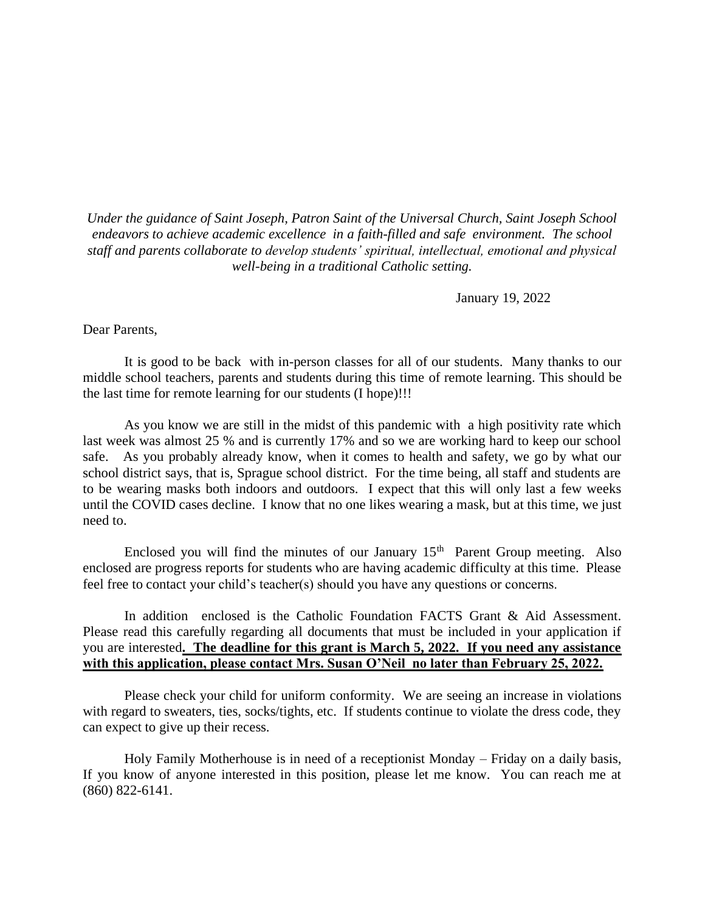*Under the guidance of Saint Joseph, Patron Saint of the Universal Church, Saint Joseph School endeavors to achieve academic excellence in a faith-filled and safe environment. The school staff and parents collaborate to develop students' spiritual, intellectual, emotional and physical well-being in a traditional Catholic setting.*

January 19, 2022

Dear Parents,

It is good to be back with in-person classes for all of our students. Many thanks to our middle school teachers, parents and students during this time of remote learning. This should be the last time for remote learning for our students (I hope)!!!

As you know we are still in the midst of this pandemic with a high positivity rate which last week was almost 25 % and is currently 17% and so we are working hard to keep our school safe. As you probably already know, when it comes to health and safety, we go by what our school district says, that is, Sprague school district. For the time being, all staff and students are to be wearing masks both indoors and outdoors. I expect that this will only last a few weeks until the COVID cases decline. I know that no one likes wearing a mask, but at this time, we just need to.

Enclosed you will find the minutes of our January 15th Parent Group meeting. Also enclosed are progress reports for students who are having academic difficulty at this time. Please feel free to contact your child's teacher(s) should you have any questions or concerns.

In addition enclosed is the Catholic Foundation FACTS Grant & Aid Assessment. Please read this carefully regarding all documents that must be included in your application if you are interested**. The deadline for this grant is March 5, 2022. If you need any assistance with this application, please contact Mrs. Susan O'Neil no later than February 25, 2022.**

Please check your child for uniform conformity. We are seeing an increase in violations with regard to sweaters, ties, socks/tights, etc. If students continue to violate the dress code, they can expect to give up their recess.

Holy Family Motherhouse is in need of a receptionist Monday – Friday on a daily basis, If you know of anyone interested in this position, please let me know. You can reach me at (860) 822-6141.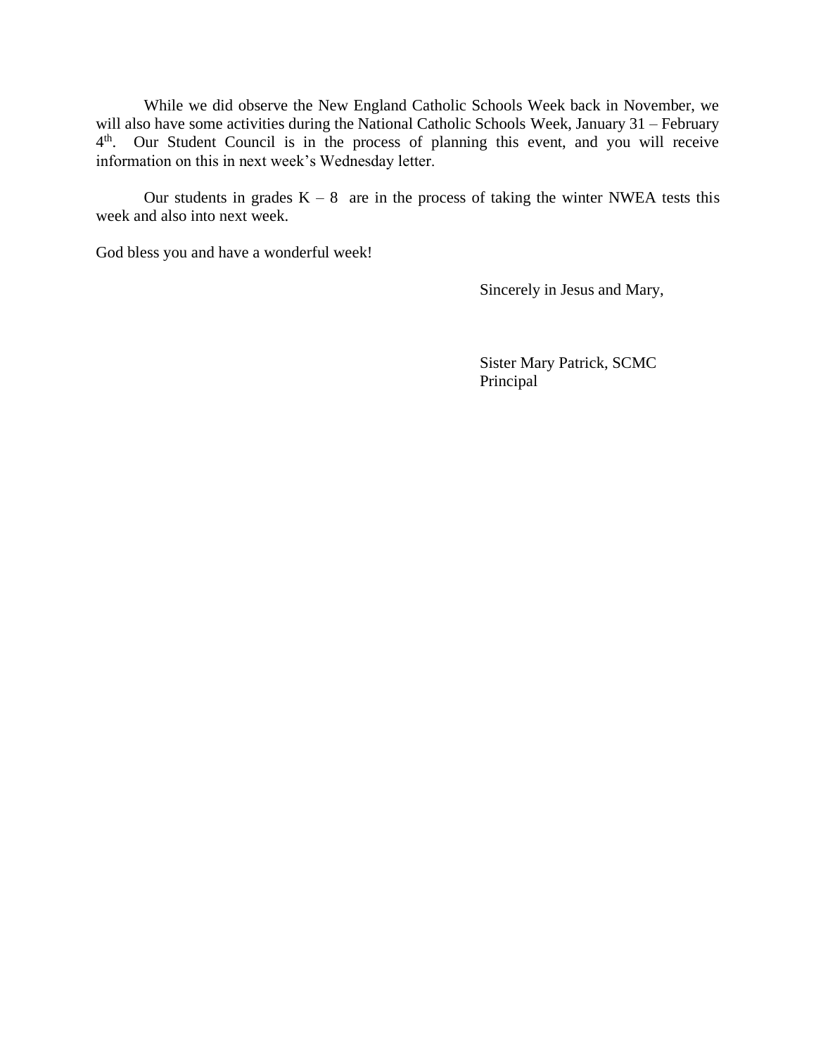While we did observe the New England Catholic Schools Week back in November, we will also have some activities during the National Catholic Schools Week, January 31 – February 4th. Our Student Council is in the process of planning this event, and you will receive information on this in next week's Wednesday letter.

Our students in grades K – 8 are in the process of taking the winter NWEA tests this week and also into next week.

God bless you and have a wonderful week!

Sincerely in Jesus and Mary,

Sister Mary Patrick, SCMC
Principal